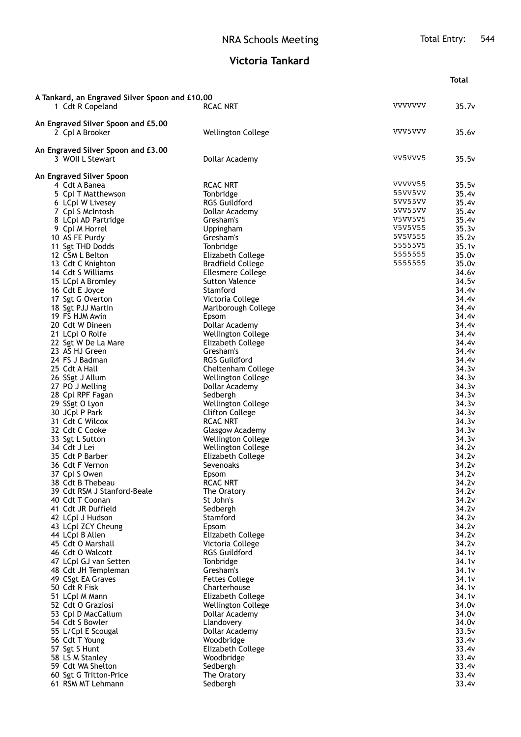# NRA Schools Meeting

Total Entry: 544

## Victoria Tankard

| | | | Total |
|---|---|---|---|
| **A Tankard, an Engraved Silver Spoon and £10.00** | | | |
| 1 Cdt R Copeland | RCAC NRT | VVVVVVV | 35.7v |
| **An Engraved Silver Spoon and £5.00** | | | |
| 2 Cpl A Brooker | Wellington College | VVV5VVV | 35.6v |
| **An Engraved Silver Spoon and £3.00** | | | |
| 3 WOII L Stewart | Dollar Academy | VV5VVV5 | 35.5v |
| **An Engraved Silver Spoon** | | | |
| 4 Cdt A Banea | RCAC NRT | VVVVV55 | 35.5v |
| 5 Cpl T Matthewson | Tonbridge | 55VV5VV | 35.4v |
| 6 LCpl W Livesey | RGS Guildford | 5VV55VV | 35.4v |
| 7 Cpl S McIntosh | Dollar Academy | 5VV55VV | 35.4v |
| 8 LCpl AD Partridge | Gresham's | V5VV5V5 | 35.4v |
| 9 Cpl M Horrel | Uppingham | V5V5V55 | 35.3v |
| 10 AS FE Purdy | Gresham's | 5V5V555 | 35.2v |
| 11 Sgt THD Dodds | Tonbridge | 55555V5 | 35.1v |
| 12 CSM L Belton | Elizabeth College | 5555555 | 35.0v |
| 13 Cdt C Knighton | Bradfield College | 5555555 | 35.0v |
| 14 Cdt S Williams | Ellesmere College | | 34.6v |
| 15 LCpl A Bromley | Sutton Valence | | 34.5v |
| 16 Cdt E Joyce | Stamford | | 34.4v |
| 17 Sgt G Overton | Victoria College | | 34.4v |
| 18 Sgt PJJ Martin | Marlborough College | | 34.4v |
| 19 FS HJM Awin | Epsom | | 34.4v |
| 20 Cdt W Dineen | Dollar Academy | | 34.4v |
| 21 LCpl O Rolfe | Wellington College | | 34.4v |
| 22 Sgt W De La Mare | Elizabeth College | | 34.4v |
| 23 AS HJ Green | Gresham's | | 34.4v |
| 24 FS J Badman | RGS Guildford | | 34.4v |
| 25 Cdt A Hall | Cheltenham College | | 34.3v |
| 26 SSgt J Allum | Wellington College | | 34.3v |
| 27 PO J Melling | Dollar Academy | | 34.3v |
| 28 Cpl RPF Fagan | Sedbergh | | 34.3v |
| 29 SSgt O Lyon | Wellington College | | 34.3v |
| 30 JCpl P Park | Clifton College | | 34.3v |
| 31 Cdt C Wilcox | RCAC NRT | | 34.3v |
| 32 Cdt C Cooke | Glasgow Academy | | 34.3v |
| 33 Sgt L Sutton | Wellington College | | 34.3v |
| 34 Cdt J Lei | Wellington College | | 34.2v |
| 35 Cdt P Barber | Elizabeth College | | 34.2v |
| 36 Cdt F Vernon | Sevenoaks | | 34.2v |
| 37 Cpl S Owen | Epsom | | 34.2v |
| 38 Cdt B Thebeau | RCAC NRT | | 34.2v |
| 39 Cdt RSM J Stanford-Beale | The Oratory | | 34.2v |
| 40 Cdt T Coonan | St John's | | 34.2v |
| 41 Cdt JR Duffield | Sedbergh | | 34.2v |
| 42 LCpl J Hudson | Stamford | | 34.2v |
| 43 LCpl ZCY Cheung | Epsom | | 34.2v |
| 44 LCpl B Allen | Elizabeth College | | 34.2v |
| 45 Cdt O Marshall | Victoria College | | 34.2v |
| 46 Cdt O Walcott | RGS Guildford | | 34.1v |
| 47 LCpl GJ van Setten | Tonbridge | | 34.1v |
| 48 Cdt JH Templeman | Gresham's | | 34.1v |
| 49 CSgt EA Graves | Fettes College | | 34.1v |
| 50 Cdt R Fisk | Charterhouse | | 34.1v |
| 51 LCpl M Mann | Elizabeth College | | 34.1v |
| 52 Cdt O Graziosi | Wellington College | | 34.0v |
| 53 Cpl D MacCallum | Dollar Academy | | 34.0v |
| 54 Cdt S Bowler | Llandovery | | 34.0v |
| 55 L/Cpl E Scougal | Dollar Academy | | 33.5v |
| 56 Cdt T Young | Woodbridge | | 33.4v |
| 57 Sgt S Hunt | Elizabeth College | | 33.4v |
| 58 LS M Stanley | Woodbridge | | 33.4v |
| 59 Cdt WA Shelton | Sedbergh | | 33.4v |
| 60 Sgt G Tritton-Price | The Oratory | | 33.4v |
| 61 RSM MT Lehmann | Sedbergh | | 33.4v |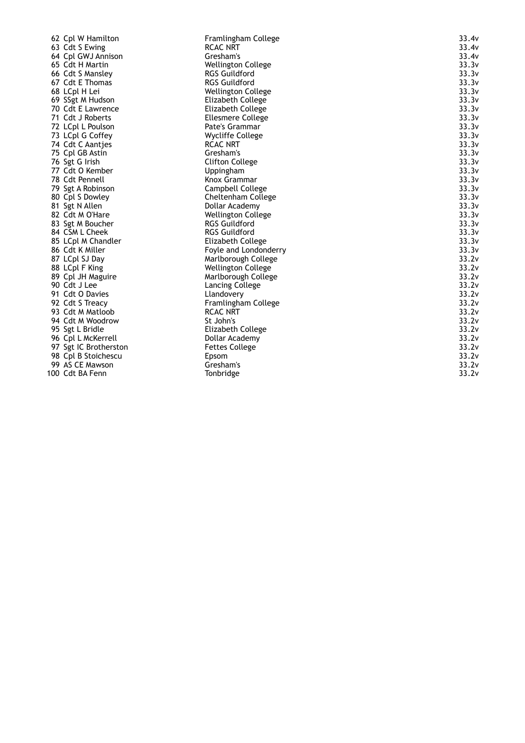| | | | |
|---|---|---|---|
| 62 | Cpl W Hamilton | Framlingham College | 33.4v |
| 63 | Cdt S Ewing | RCAC NRT | 33.4v |
| 64 | Cpl GWJ Annison | Gresham's | 33.4v |
| 65 | Cdt H Martin | Wellington College | 33.3v |
| 66 | Cdt S Mansley | RGS Guildford | 33.3v |
| 67 | Cdt E Thomas | RGS Guildford | 33.3v |
| 68 | LCpl H Lei | Wellington College | 33.3v |
| 69 | SSgt M Hudson | Elizabeth College | 33.3v |
| 70 | Cdt E Lawrence | Elizabeth College | 33.3v |
| 71 | Cdt J Roberts | Ellesmere College | 33.3v |
| 72 | LCpl L Poulson | Pate's Grammar | 33.3v |
| 73 | LCpl G Coffey | Wycliffe College | 33.3v |
| 74 | Cdt C Aantjes | RCAC NRT | 33.3v |
| 75 | Cpl GB Astin | Gresham's | 33.3v |
| 76 | Sgt G Irish | Clifton College | 33.3v |
| 77 | Cdt O Kember | Uppingham | 33.3v |
| 78 | Cdt Pennell | Knox Grammar | 33.3v |
| 79 | Sgt A Robinson | Campbell College | 33.3v |
| 80 | Cpl S Dowley | Cheltenham College | 33.3v |
| 81 | Sgt N Allen | Dollar Academy | 33.3v |
| 82 | Cdt M O'Hare | Wellington College | 33.3v |
| 83 | Sgt M Boucher | RGS Guildford | 33.3v |
| 84 | CSM L Cheek | RGS Guildford | 33.3v |
| 85 | LCpl M Chandler | Elizabeth College | 33.3v |
| 86 | Cdt K Miller | Foyle and Londonderry | 33.3v |
| 87 | LCpl SJ Day | Marlborough College | 33.2v |
| 88 | LCpl F King | Wellington College | 33.2v |
| 89 | Cpl JH Maguire | Marlborough College | 33.2v |
| 90 | Cdt J Lee | Lancing College | 33.2v |
| 91 | Cdt O Davies | Llandovery | 33.2v |
| 92 | Cdt S Treacy | Framlingham College | 33.2v |
| 93 | Cdt M Matloob | RCAC NRT | 33.2v |
| 94 | Cdt M Woodrow | St John's | 33.2v |
| 95 | Sgt L Bridle | Elizabeth College | 33.2v |
| 96 | Cpl L McKerrell | Dollar Academy | 33.2v |
| 97 | Sgt IC Brotherston | Fettes College | 33.2v |
| 98 | Cpl B Stoichescu | Epsom | 33.2v |
| 99 | AS CE Mawson | Gresham's | 33.2v |
| 100 | Cdt BA Fenn | Tonbridge | 33.2v |